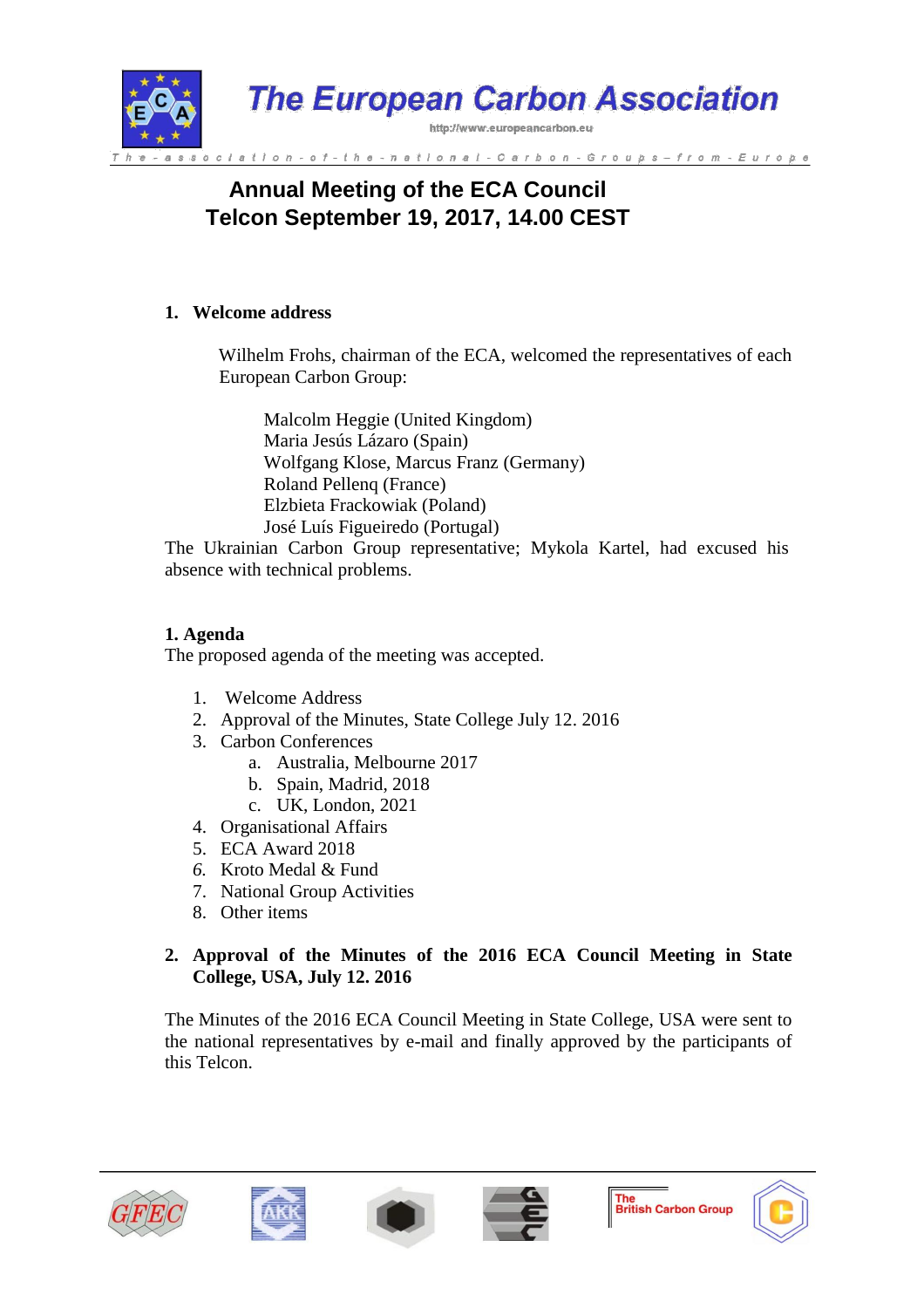# The European Carbon Association

http://www.europeancarbon.eu

The-association-of-the-national-Carbon-Groups–from-Europe

## Annual Meeting of the ECA Council
## Telcon September 19, 2017, 14.00 CEST

### 1. Welcome address

Wilhelm Frohs, chairman of the ECA, welcomed the representatives of each European Carbon Group:

Malcolm Heggie (United Kingdom)
Maria Jesús Lázaro (Spain)
Wolfgang Klose, Marcus Franz (Germany)
Roland Pellenq (France)
Elzbieta Frackowiak (Poland)
José Luís Figueiredo (Portugal)

The Ukrainian Carbon Group representative; Mykola Kartel, had excused his absence with technical problems.

### 1. Agenda

The proposed agenda of the meeting was accepted.

1. Welcome Address
2. Approval of the Minutes, State College July 12. 2016
3. Carbon Conferences
   a. Australia, Melbourne 2017
   b. Spain, Madrid, 2018
   c. UK, London, 2021
4. Organisational Affairs
5. ECA Award 2018
6. Kroto Medal & Fund
7. National Group Activities
8. Other items

### 2. Approval of the Minutes of the 2016 ECA Council Meeting in State College, USA, July 12. 2016

The Minutes of the 2016 ECA Council Meeting in State College, USA were sent to the national representatives by e-mail and finally approved by the participants of this Telcon.

GFEC · AKK · The British Carbon Group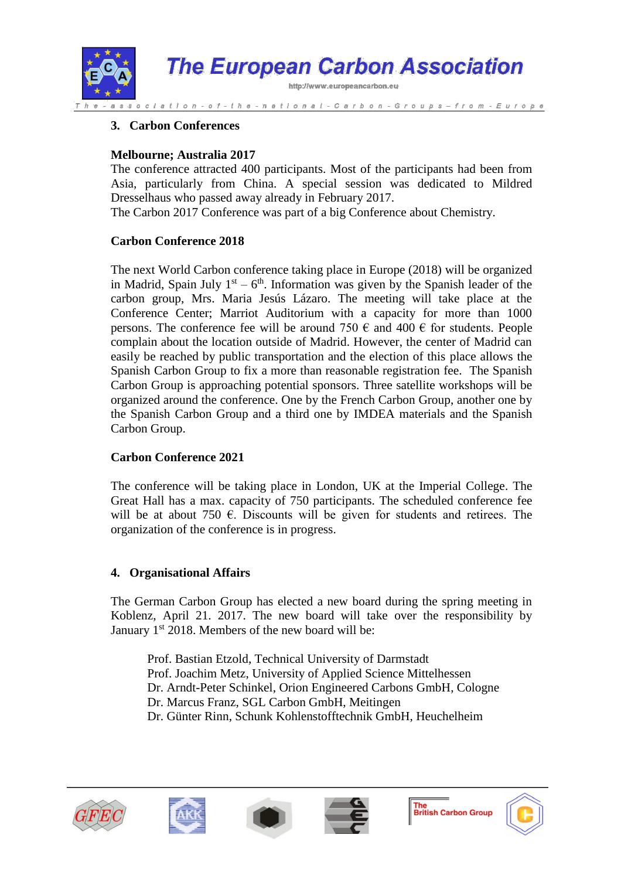## 3. Carbon Conferences

**Melbourne; Australia 2017**

The conference attracted 400 participants. Most of the participants had been from Asia, particularly from China. A special session was dedicated to Mildred Dresselhaus who passed away already in February 2017.
The Carbon 2017 Conference was part of a big Conference about Chemistry.

**Carbon Conference 2018**

The next World Carbon conference taking place in Europe (2018) will be organized in Madrid, Spain July 1st – 6th. Information was given by the Spanish leader of the carbon group, Mrs. Maria Jesús Lázaro. The meeting will take place at the Conference Center; Marriot Auditorium with a capacity for more than 1000 persons. The conference fee will be around 750 € and 400 € for students. People complain about the location outside of Madrid. However, the center of Madrid can easily be reached by public transportation and the election of this place allows the Spanish Carbon Group to fix a more than reasonable registration fee. The Spanish Carbon Group is approaching potential sponsors. Three satellite workshops will be organized around the conference. One by the French Carbon Group, another one by the Spanish Carbon Group and a third one by IMDEA materials and the Spanish Carbon Group.

**Carbon Conference 2021**

The conference will be taking place in London, UK at the Imperial College. The Great Hall has a max. capacity of 750 participants. The scheduled conference fee will be at about 750 €. Discounts will be given for students and retirees. The organization of the conference is in progress.

## 4. Organisational Affairs

The German Carbon Group has elected a new board during the spring meeting in Koblenz, April 21. 2017. The new board will take over the responsibility by January 1st 2018. Members of the new board will be:

Prof. Bastian Etzold, Technical University of Darmstadt
Prof. Joachim Metz, University of Applied Science Mittelhessen
Dr. Arndt-Peter Schinkel, Orion Engineered Carbons GmbH, Cologne
Dr. Marcus Franz, SGL Carbon GmbH, Meitingen
Dr. Günter Rinn, Schunk Kohlenstofftechnik GmbH, Heuchelheim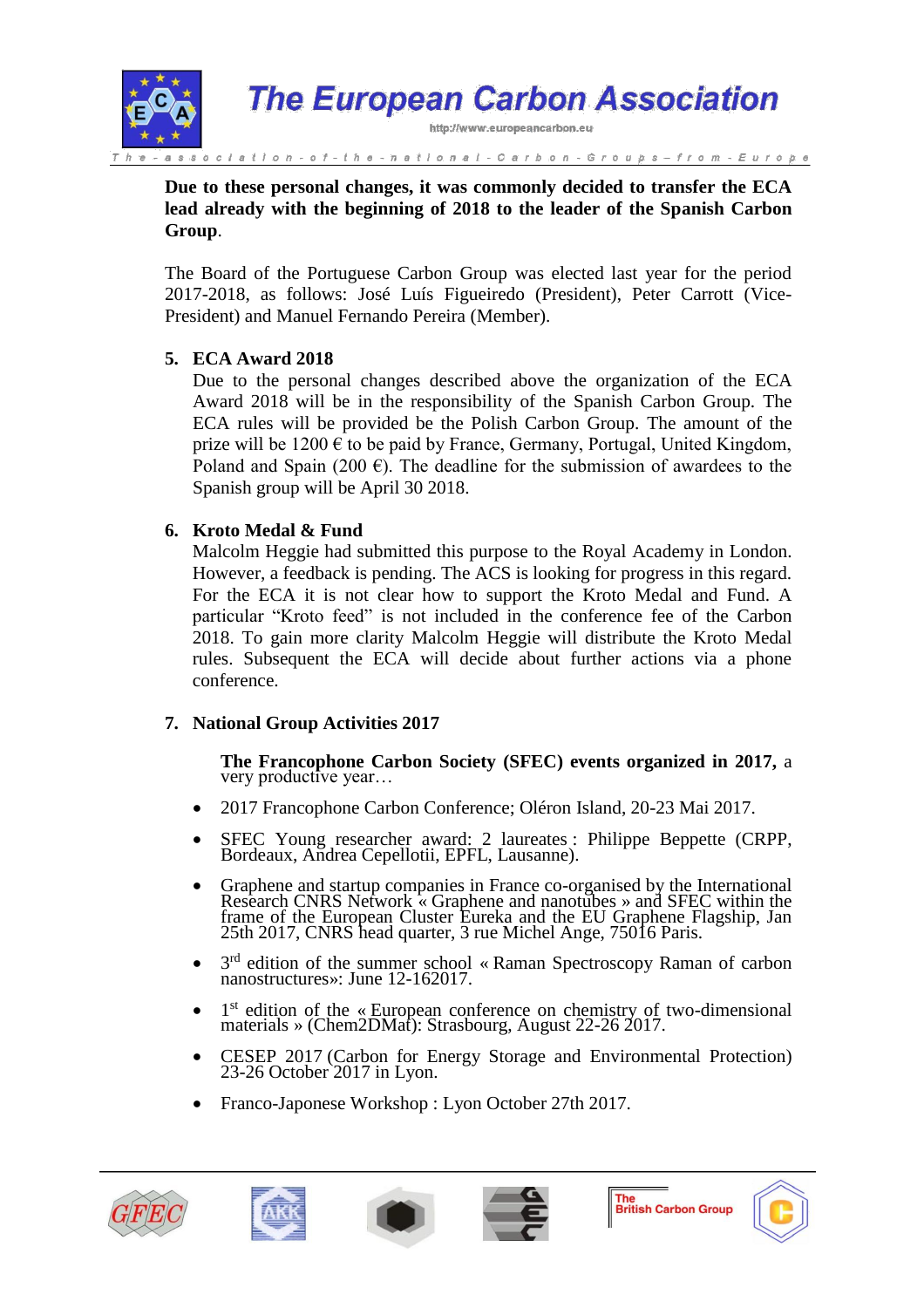**Due to these personal changes, it was commonly decided to transfer the ECA lead already with the beginning of 2018 to the leader of the Spanish Carbon Group**.

The Board of the Portuguese Carbon Group was elected last year for the period 2017-2018, as follows: José Luís Figueiredo (President), Peter Carrott (Vice-President) and Manuel Fernando Pereira (Member).

5. **ECA Award 2018**
   Due to the personal changes described above the organization of the ECA Award 2018 will be in the responsibility of the Spanish Carbon Group. The ECA rules will be provided be the Polish Carbon Group. The amount of the prize will be 1200 € to be paid by France, Germany, Portugal, United Kingdom, Poland and Spain (200 €). The deadline for the submission of awardees to the Spanish group will be April 30 2018.

6. **Kroto Medal & Fund**
   Malcolm Heggie had submitted this purpose to the Royal Academy in London. However, a feedback is pending. The ACS is looking for progress in this regard. For the ECA it is not clear how to support the Kroto Medal and Fund. A particular "Kroto feed" is not included in the conference fee of the Carbon 2018. To gain more clarity Malcolm Heggie will distribute the Kroto Medal rules. Subsequent the ECA will decide about further actions via a phone conference.

7. **National Group Activities 2017**

   **The Francophone Carbon Society (SFEC) events organized in 2017,** a very productive year…

- 2017 Francophone Carbon Conference; Oléron Island, 20-23 Mai 2017.
- SFEC Young researcher award: 2 laureates : Philippe Beppette (CRPP, Bordeaux, Andrea Cepellotii, EPFL, Lausanne).
- Graphene and startup companies in France co-organised by the International Research CNRS Network « Graphene and nanotubes » and SFEC within the frame of the European Cluster Eureka and the EU Graphene Flagship, Jan 25th 2017, CNRS head quarter, 3 rue Michel Ange, 75016 Paris.
- 3rd edition of the summer school « Raman Spectroscopy Raman of carbon nanostructures»: June 12-162017.
- 1st edition of the « European conference on chemistry of two-dimensional materials » (Chem2DMat): Strasbourg, August 22-26 2017.
- CESEP 2017 (Carbon for Energy Storage and Environmental Protection) 23-26 October 2017 in Lyon.
- Franco-Japonese Workshop : Lyon October 27th 2017.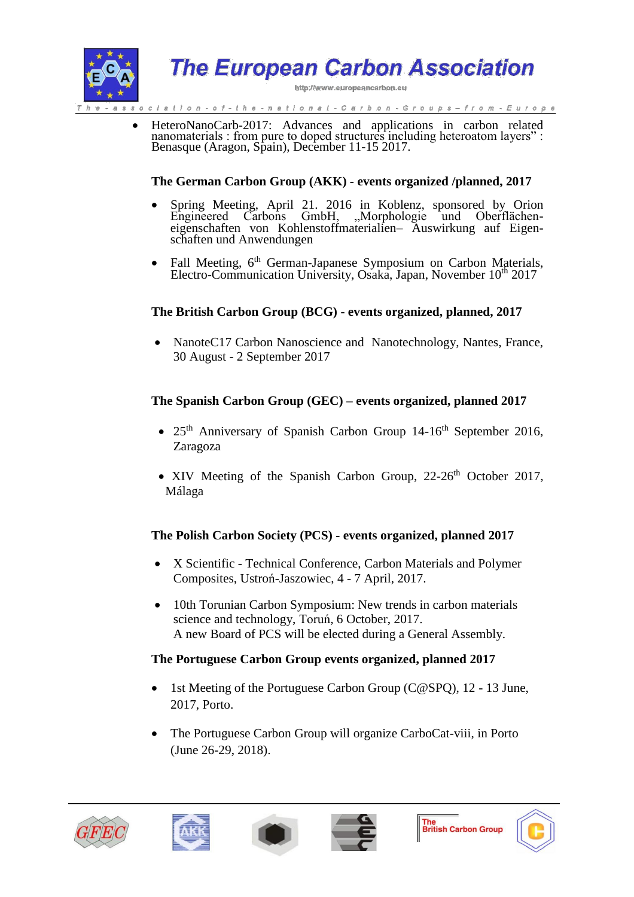- HeteroNanoCarb-2017: Advances and applications in carbon related nanomaterials : from pure to doped structures including heteroatom layers" : Benasque (Aragon, Spain), December 11-15 2017.

**The German Carbon Group (AKK) - events organized /planned, 2017**

- Spring Meeting, April 21. 2016 in Koblenz, sponsored by Orion Engineered Carbons GmbH, „Morphologie und Oberflächen-eigenschaften von Kohlenstoffmaterialien– Auswirkung auf Eigen-schaften und Anwendungen
- Fall Meeting, 6th German-Japanese Symposium on Carbon Materials, Electro-Communication University, Osaka, Japan, November 10th 2017

**The British Carbon Group (BCG) - events organized, planned, 2017**

- NanoteC17 Carbon Nanoscience and Nanotechnology, Nantes, France, 30 August - 2 September 2017

**The Spanish Carbon Group (GEC) – events organized, planned 2017**

- 25th Anniversary of Spanish Carbon Group 14-16th September 2016, Zaragoza
- XIV Meeting of the Spanish Carbon Group, 22-26th October 2017, Málaga

**The Polish Carbon Society (PCS) - events organized, planned 2017**

- X Scientific - Technical Conference, Carbon Materials and Polymer Composites, Ustroń-Jaszowiec, 4 - 7 April, 2017.
- 10th Torunian Carbon Symposium: New trends in carbon materials science and technology, Toruń, 6 October, 2017.
  A new Board of PCS will be elected during a General Assembly.

**The Portuguese Carbon Group events organized, planned 2017**

- 1st Meeting of the Portuguese Carbon Group (C@SPQ), 12 - 13 June, 2017, Porto.
- The Portuguese Carbon Group will organize CarboCat-viii, in Porto (June 26-29, 2018).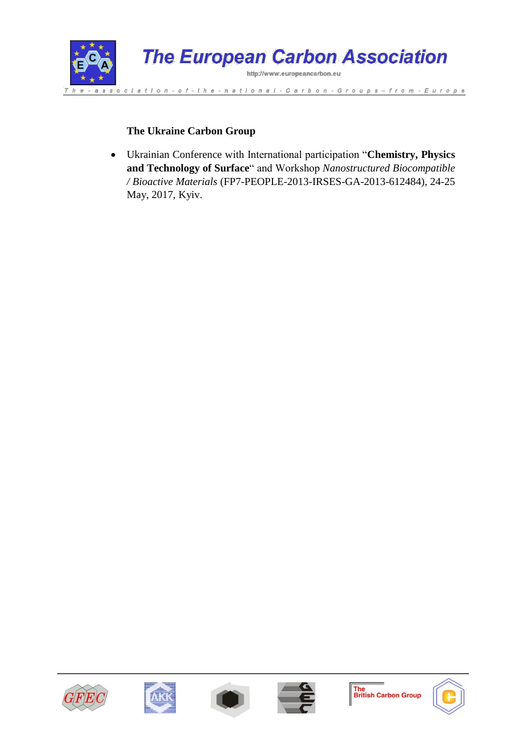**The Ukraine Carbon Group**

- Ukrainian Conference with International participation “**Chemistry, Physics and Technology of Surface**“ and Workshop *Nanostructured Biocompatible / Bioactive Materials* (FP7-PEOPLE-2013-IRSES-GA-2013-612484), 24-25 May, 2017, Kyiv.